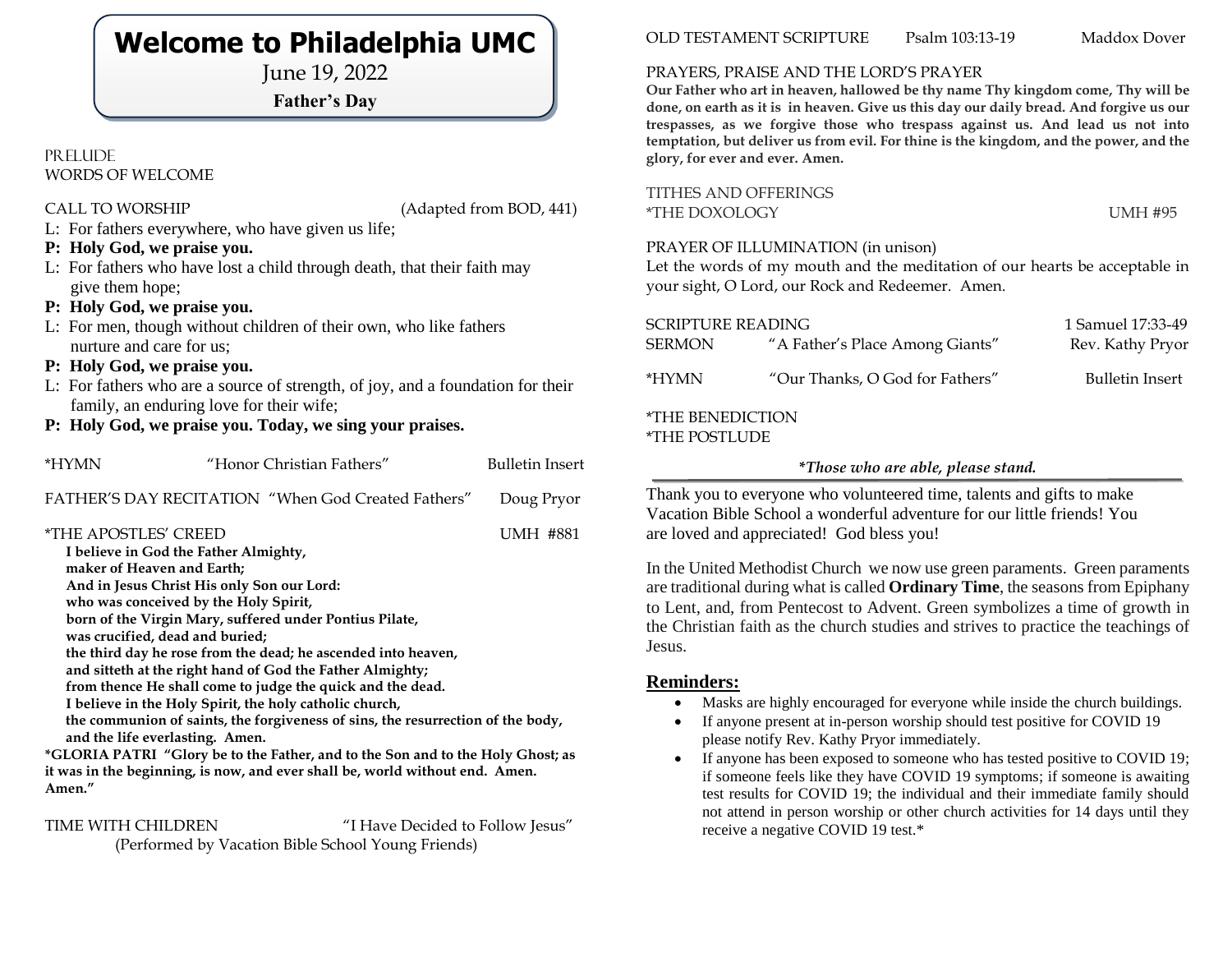# Welcome to Philadelphia UMC

June 19, 2022

**Father's Day**

PRELUDE

WORDS OF WELCOME

CALL TO WORSHIP (Adapted from BOD, 441)

L: For fathers everywhere, who have given us life;

**P: Holy God, we praise you.**

L: For fathers who have lost a child through death, that their faith may give them hope;

**P: Holy God, we praise you.**

L: For men, though without children of their own, who like fathers nurture and care for us;

**P: Holy God, we praise you.**

L: For fathers who are a source of strength, of joy, and a foundation for their family, an enduring love for their wife;

**P: Holy God, we praise you. Today, we sing your praises.**

*HYMN "Honor Christian Fathers" Bulletin Insert

FATHER'S DAY RECITATION "When God Created Fathers" Doug Pryor

*THE APOSTLES' CREED UMH #881

**I believe in God the Father Almighty,
maker of Heaven and Earth;
And in Jesus Christ His only Son our Lord:
who was conceived by the Holy Spirit,
born of the Virgin Mary, suffered under Pontius Pilate,
was crucified, dead and buried;
the third day he rose from the dead; he ascended into heaven,
and sitteth at the right hand of God the Father Almighty;
from thence He shall come to judge the quick and the dead.
I believe in the Holy Spirit, the holy catholic church,
the communion of saints, the forgiveness of sins, the resurrection of the body,
and the life everlasting. Amen.**

**\*GLORIA PATRI "Glory be to the Father, and to the Son and to the Holy Ghost; as it was in the beginning, is now, and ever shall be, world without end. Amen. Amen."**

TIME WITH CHILDREN "I Have Decided to Follow Jesus"
(Performed by Vacation Bible School Young Friends)

OLD TESTAMENT SCRIPTURE Psalm 103:13-19 Maddox Dover

PRAYERS, PRAISE AND THE LORD'S PRAYER

**Our Father who art in heaven, hallowed be thy name Thy kingdom come, Thy will be done, on earth as it is in heaven. Give us this day our daily bread. And forgive us our trespasses, as we forgive those who trespass against us. And lead us not into temptation, but deliver us from evil. For thine is the kingdom, and the power, and the glory, for ever and ever. Amen.**

TITHES AND OFFERINGS

*THE DOXOLOGY UMH #95

PRAYER OF ILLUMINATION (in unison)

Let the words of my mouth and the meditation of our hearts be acceptable in your sight, O Lord, our Rock and Redeemer. Amen.

SCRIPTURE READING 1 Samuel 17:33-49

SERMON "A Father's Place Among Giants" Rev. Kathy Pryor

*HYMN "Our Thanks, O God for Fathers" Bulletin Insert

*THE BENEDICTION

*THE POSTLUDE

***Those who are able, please stand.***

---

Thank you to everyone who volunteered time, talents and gifts to make Vacation Bible School a wonderful adventure for our little friends! You are loved and appreciated! God bless you!

In the United Methodist Church we now use green paraments. Green paraments are traditional during what is called **Ordinary Time**, the seasons from Epiphany to Lent, and, from Pentecost to Advent. Green symbolizes a time of growth in the Christian faith as the church studies and strives to practice the teachings of Jesus.

## Reminders:

- Masks are highly encouraged for everyone while inside the church buildings.
- If anyone present at in-person worship should test positive for COVID 19 please notify Rev. Kathy Pryor immediately.
- If anyone has been exposed to someone who has tested positive to COVID 19; if someone feels like they have COVID 19 symptoms; if someone is awaiting test results for COVID 19; the individual and their immediate family should not attend in person worship or other church activities for 14 days until they receive a negative COVID 19 test.*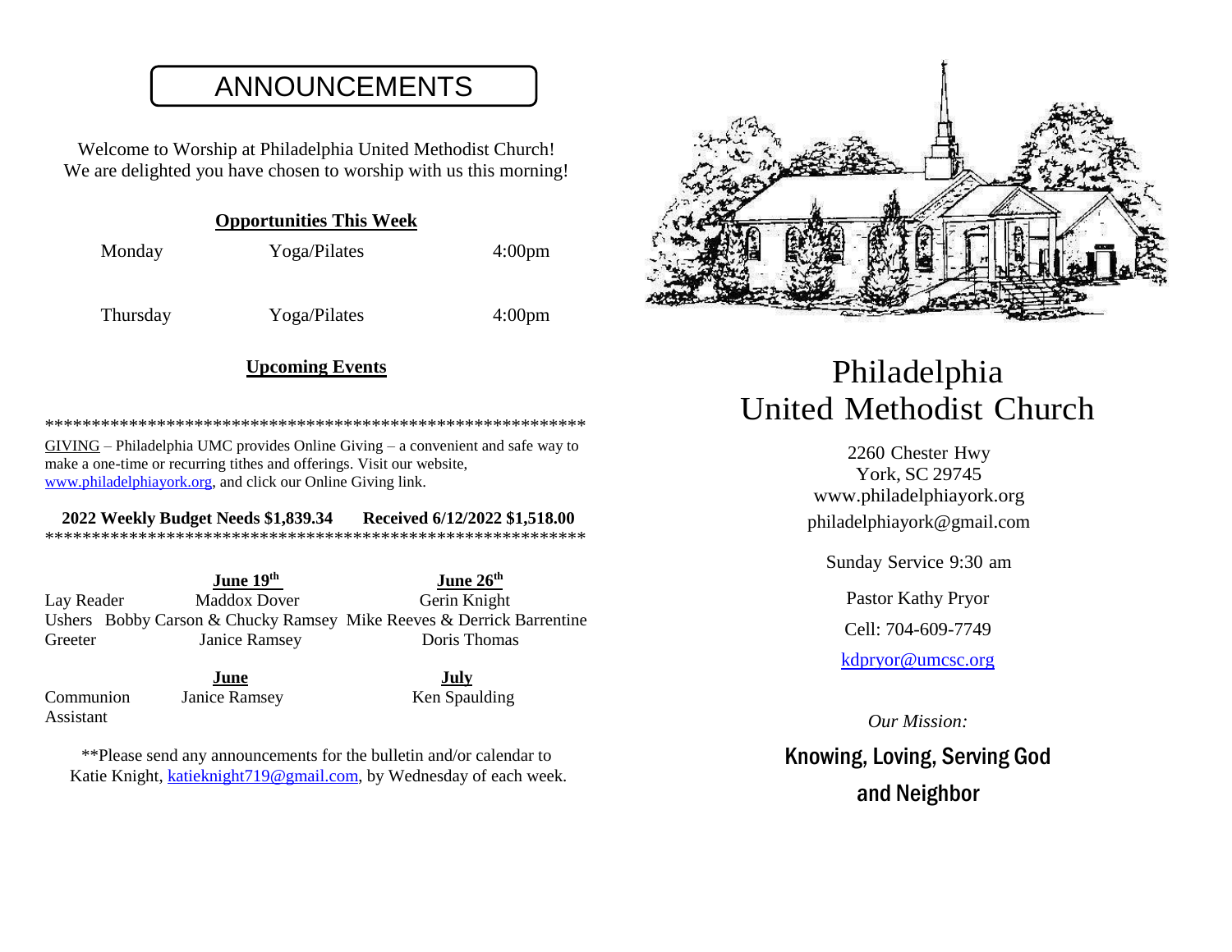# ANNOUNCEMENTS

Welcome to Worship at Philadelphia United Methodist Church!
We are delighted you have chosen to worship with us this morning!

**Opportunities This Week**

| | | |
|---|---|---|
| Monday | Yoga/Pilates | 4:00pm |
| Thursday | Yoga/Pilates | 4:00pm |

**Upcoming Events**

************************************************************

GIVING – Philadelphia UMC provides Online Giving – a convenient and safe way to make a one-time or recurring tithes and offerings. Visit our website, www.philadelphiayork.org, and click our Online Giving link.

**2022 Weekly Budget Needs $1,839.34    Received 6/12/2022 $1,518.00**

************************************************************

| | June 19th | June 26th |
|---|---|---|
| Lay Reader | Maddox Dover | Gerin Knight |
| Ushers | Bobby Carson & Chucky Ramsey | Mike Reeves & Derrick Barrentine |
| Greeter | Janice Ramsey | Doris Thomas |

| | June | July |
|---|---|---|
| Communion Assistant | Janice Ramsey | Ken Spaulding |

**Please send any announcements for the bulletin and/or calendar to Katie Knight, katieknight719@gmail.com, by Wednesday of each week.

# Philadelphia United Methodist Church

2260 Chester Hwy
York, SC 29745
www.philadelphiayork.org
philadelphiayork@gmail.com

Sunday Service 9:30 am

Pastor Kathy Pryor

Cell: 704-609-7749

kdpryor@umcsc.org

*Our Mission:*

**Knowing, Loving, Serving God and Neighbor**